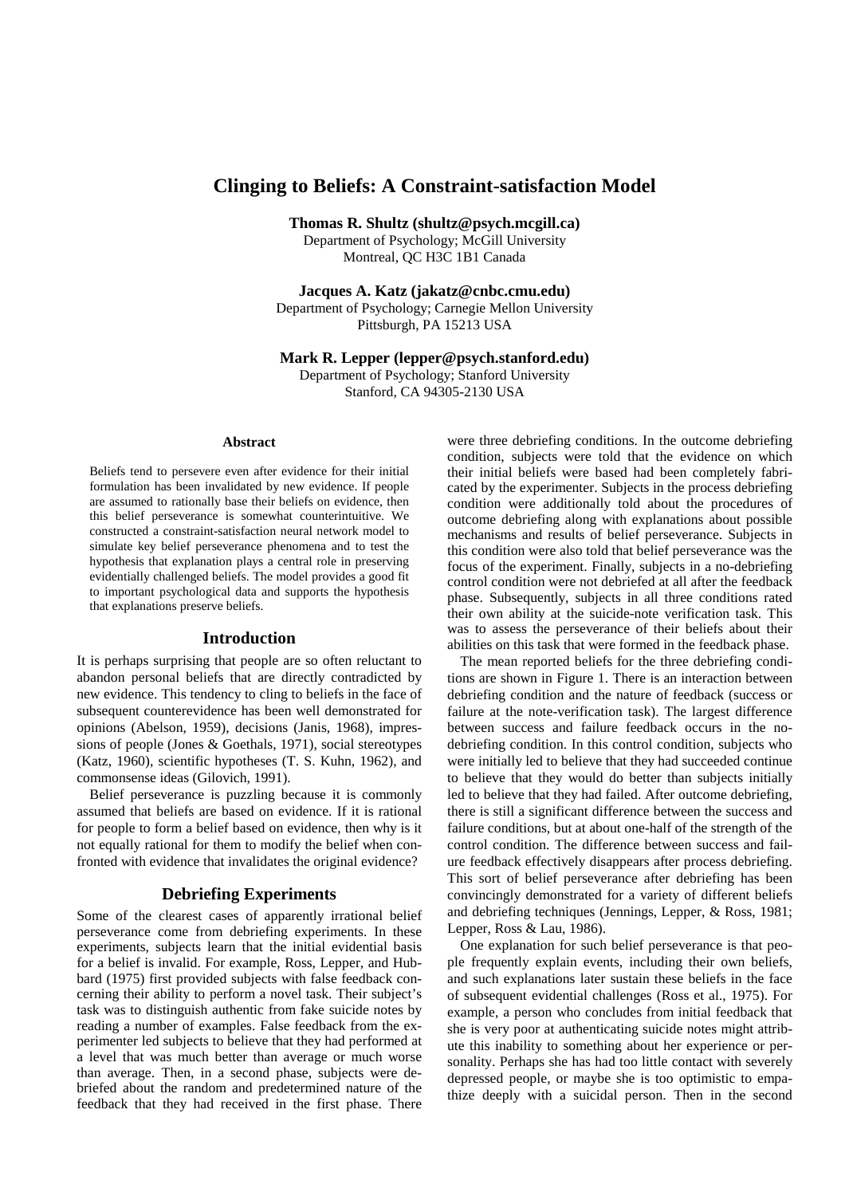# Clinging to Beliefs: A Constraint-satisfaction Model

**Thomas R. Shultz (shultz@psych.mcgill.ca)**
Department of Psychology; McGill University
Montreal, QC H3C 1B1 Canada

**Jacques A. Katz (jakatz@cnbc.cmu.edu)**
Department of Psychology; Carnegie Mellon University
Pittsburgh, PA 15213 USA

**Mark R. Lepper (lepper@psych.stanford.edu)**
Department of Psychology; Stanford University
Stanford, CA 94305-2130 USA

### Abstract

Beliefs tend to persevere even after evidence for their initial formulation has been invalidated by new evidence. If people are assumed to rationally base their beliefs on evidence, then this belief perseverance is somewhat counterintuitive. We constructed a constraint-satisfaction neural network model to simulate key belief perseverance phenomena and to test the hypothesis that explanation plays a central role in preserving evidentially challenged beliefs. The model provides a good fit to important psychological data and supports the hypothesis that explanations preserve beliefs.

## Introduction

It is perhaps surprising that people are so often reluctant to abandon personal beliefs that are directly contradicted by new evidence. This tendency to cling to beliefs in the face of subsequent counterevidence has been well demonstrated for opinions (Abelson, 1959), decisions (Janis, 1968), impressions of people (Jones & Goethals, 1971), social stereotypes (Katz, 1960), scientific hypotheses (T. S. Kuhn, 1962), and commonsense ideas (Gilovich, 1991).

Belief perseverance is puzzling because it is commonly assumed that beliefs are based on evidence. If it is rational for people to form a belief based on evidence, then why is it not equally rational for them to modify the belief when confronted with evidence that invalidates the original evidence?

## Debriefing Experiments

Some of the clearest cases of apparently irrational belief perseverance come from debriefing experiments. In these experiments, subjects learn that the initial evidential basis for a belief is invalid. For example, Ross, Lepper, and Hubbard (1975) first provided subjects with false feedback concerning their ability to perform a novel task. Their subject's task was to distinguish authentic from fake suicide notes by reading a number of examples. False feedback from the experimenter led subjects to believe that they had performed at a level that was much better than average or much worse than average. Then, in a second phase, subjects were debriefed about the random and predetermined nature of the feedback that they had received in the first phase. There were three debriefing conditions. In the outcome debriefing condition, subjects were told that the evidence on which their initial beliefs were based had been completely fabricated by the experimenter. Subjects in the process debriefing condition were additionally told about the procedures of outcome debriefing along with explanations about possible mechanisms and results of belief perseverance. Subjects in this condition were also told that belief perseverance was the focus of the experiment. Finally, subjects in a no-debriefing control condition were not debriefed at all after the feedback phase. Subsequently, subjects in all three conditions rated their own ability at the suicide-note verification task. This was to assess the perseverance of their beliefs about their abilities on this task that were formed in the feedback phase.

The mean reported beliefs for the three debriefing conditions are shown in Figure 1. There is an interaction between debriefing condition and the nature of feedback (success or failure at the note-verification task). The largest difference between success and failure feedback occurs in the no-debriefing condition. In this control condition, subjects who were initially led to believe that they had succeeded continue to believe that they would do better than subjects initially led to believe that they had failed. After outcome debriefing, there is still a significant difference between the success and failure conditions, but at about one-half of the strength of the control condition. The difference between success and failure feedback effectively disappears after process debriefing. This sort of belief perseverance after debriefing has been convincingly demonstrated for a variety of different beliefs and debriefing techniques (Jennings, Lepper, & Ross, 1981; Lepper, Ross & Lau, 1986).

One explanation for such belief perseverance is that people frequently explain events, including their own beliefs, and such explanations later sustain these beliefs in the face of subsequent evidential challenges (Ross et al., 1975). For example, a person who concludes from initial feedback that she is very poor at authenticating suicide notes might attribute this inability to something about her experience or personality. Perhaps she has had too little contact with severely depressed people, or maybe she is too optimistic to empathize deeply with a suicidal person. Then in the second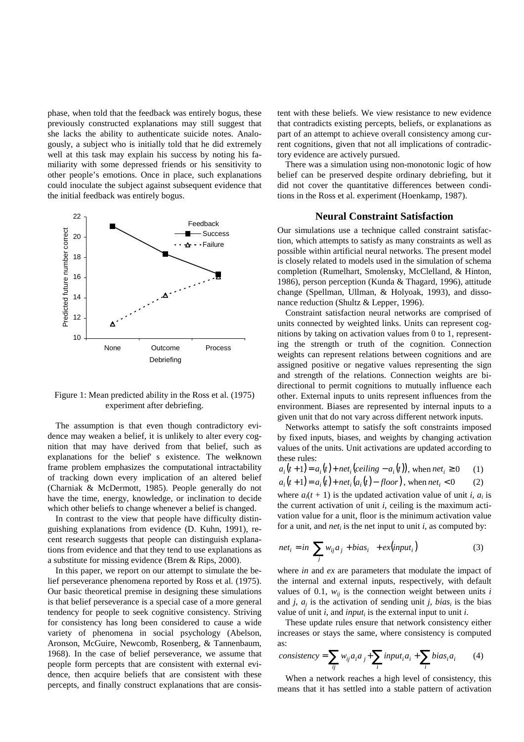phase, when told that the feedback was entirely bogus, these previously constructed explanations may still suggest that she lacks the ability to authenticate suicide notes. Analogously, a subject who is initially told that he did extremely well at this task may explain his success by noting his familiarity with some depressed friends or his sensitivity to other people's emotions. Once in place, such explanations could inoculate the subject against subsequent evidence that the initial feedback was entirely bogus.

Figure 1: Mean predicted ability in the Ross et al. (1975) experiment after debriefing.

The assumption is that even though contradictory evidence may weaken a belief, it is unlikely to alter every cognition that may have derived from that belief, such as explanations for the belief's existence. The well-known frame problem emphasizes the computational intractability of tracking down every implication of an altered belief (Charniak & McDermott, 1985). People generally do not have the time, energy, knowledge, or inclination to decide which other beliefs to change whenever a belief is changed.

In contrast to the view that people have difficulty distinguishing explanations from evidence (D. Kuhn, 1991), recent research suggests that people can distinguish explanations from evidence and that they tend to use explanations as a substitute for missing evidence (Brem & Rips, 2000).

In this paper, we report on our attempt to simulate the belief perseverance phenomena reported by Ross et al. (1975). Our basic theoretical premise in designing these simulations is that belief perseverance is a special case of a more general tendency for people to seek cognitive consistency. Striving for consistency has long been considered to cause a wide variety of phenomena in social psychology (Abelson, Aronson, McGuire, Newcomb, Rosenberg, & Tannenbaum, 1968). In the case of belief perseverance, we assume that people form percepts that are consistent with external evidence, then acquire beliefs that are consistent with these percepts, and finally construct explanations that are consistent with these beliefs. We view resistance to new evidence that contradicts existing percepts, beliefs, or explanations as part of an attempt to achieve overall consistency among current cognitions, given that not all implications of contradictory evidence are actively pursued.

There was a simulation using non-monotonic logic of how belief can be preserved despite ordinary debriefing, but it did not cover the quantitative differences between conditions in the Ross et al. experiment (Hoenkamp, 1987).

## Neural Constraint Satisfaction

Our simulations use a technique called constraint satisfaction, which attempts to satisfy as many constraints as well as possible within artificial neural networks. The present model is closely related to models used in the simulation of schema completion (Rumelhart, Smolensky, McClelland, & Hinton, 1986), person perception (Kunda & Thagard, 1996), attitude change (Spellman, Ullman, & Holyoak, 1993), and dissonance reduction (Shultz & Lepper, 1996).

Constraint satisfaction neural networks are comprised of units connected by weighted links. Units can represent cognitions by taking on activation values from 0 to 1, representing the strength or truth of the cognition. Connection weights can represent relations between cognitions and are assigned positive or negative values representing the sign and strength of the relations. Connection weights are bidirectional to permit cognitions to mutually influence each other. External inputs to units represent influences from the environment. Biases are represented by internal inputs to a given unit that do not vary across different network inputs.

Networks attempt to satisfy the soft constraints imposed by fixed inputs, biases, and weights by changing activation values of the units. Unit activations are updated according to these rules:

$$a_i(t+1) = a_i(t) + net_i(ceiling - a_i(t)), \text{ when } net_i \geq 0 \qquad (1)$$

$$a_i(t+1) = a_i(t) + net_i(a_i(t) - floor), \text{ when } net_i < 0 \qquad (2)$$

where $a_i(t+1)$ is the updated activation value of unit $i$, $a_i$ is the current activation of unit $i$, ceiling is the maximum activation value for a unit, floor is the minimum activation value for a unit, and $net_i$ is the net input to unit $i$, as computed by:

$$net_i = in\left(\sum_j w_{ij} a_j + bias_i\right) + ex(input_i) \qquad (3)$$

where $in$ and $ex$ are parameters that modulate the impact of the internal and external inputs, respectively, with default values of 0.1, $w_{ij}$ is the connection weight between units $i$ and $j$, $a_j$ is the activation of sending unit $j$, $bias_i$ is the bias value of unit $i$, and $input_i$ is the external input to unit $i$.

These update rules ensure that network consistency either increases or stays the same, where consistency is computed as:

$$consistency = \sum_{ij} w_{ij} a_i a_j + \sum_i input_i a_i + \sum_i bias_i a_i \qquad (4)$$

When a network reaches a high level of consistency, this means that it has settled into a stable pattern of activation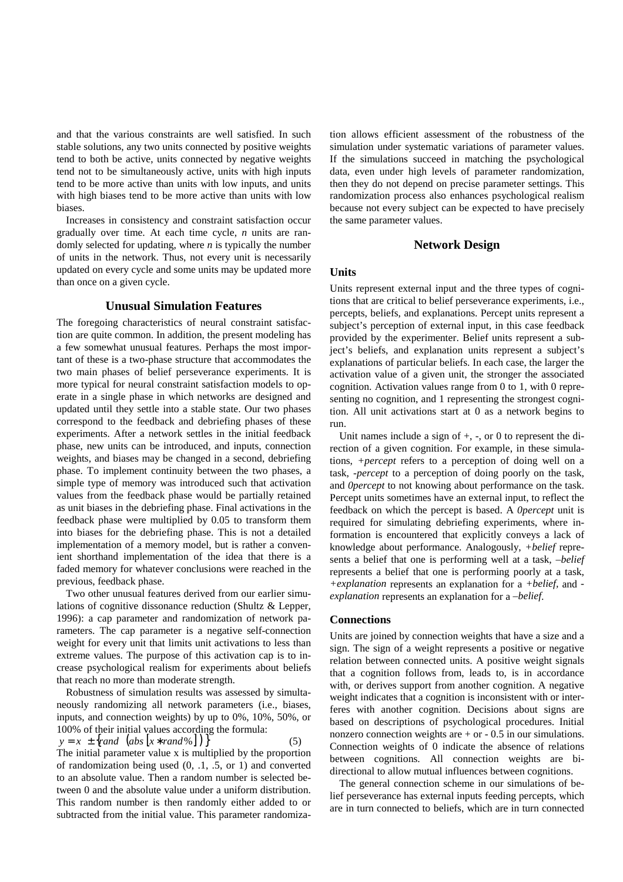and that the various constraints are well satisfied. In such stable solutions, any two units connected by positive weights tend to both be active, units connected by negative weights tend not to be simultaneously active, units with high inputs tend to be more active than units with low inputs, and units with high biases tend to be more active than units with low biases.

Increases in consistency and constraint satisfaction occur gradually over time. At each time cycle, *n* units are randomly selected for updating, where *n* is typically the number of units in the network. Thus, not every unit is necessarily updated on every cycle and some units may be updated more than once on a given cycle.

## Unusual Simulation Features

The foregoing characteristics of neural constraint satisfaction are quite common. In addition, the present modeling has a few somewhat unusual features. Perhaps the most important of these is a two-phase structure that accommodates the two main phases of belief perseverance experiments. It is more typical for neural constraint satisfaction models to operate in a single phase in which networks are designed and updated until they settle into a stable state. Our two phases correspond to the feedback and debriefing phases of these experiments. After a network settles in the initial feedback phase, new units can be introduced, and inputs, connection weights, and biases may be changed in a second, debriefing phase. To implement continuity between the two phases, a simple type of memory was introduced such that activation values from the feedback phase would be partially retained as unit biases in the debriefing phase. Final activations in the feedback phase were multiplied by 0.05 to transform them into biases for the debriefing phase. This is not a detailed implementation of a memory model, but is rather a convenient shorthand implementation of the idea that there is a faded memory for whatever conclusions were reached in the previous, feedback phase.

Two other unusual features derived from our earlier simulations of cognitive dissonance reduction (Shultz & Lepper, 1996): a cap parameter and randomization of network parameters. The cap parameter is a negative self-connection weight for every unit that limits unit activations to less than extreme values. The purpose of this activation cap is to increase psychological realism for experiments about beliefs that reach no more than moderate strength.

Robustness of simulation results was assessed by simultaneously randomizing all network parameters (i.e., biases, inputs, and connection weights) by up to 0%, 10%, 50%, or 100% of their initial values according the formula:

$$y = x \pm \{rand\ (abs\ [x * rand\%])\} \quad (5)$$

The initial parameter value x is multiplied by the proportion of randomization being used (0, .1, .5, or 1) and converted to an absolute value. Then a random number is selected between 0 and the absolute value under a uniform distribution. This random number is then randomly either added to or subtracted from the initial value. This parameter randomization allows efficient assessment of the robustness of the simulation under systematic variations of parameter values. If the simulations succeed in matching the psychological data, even under high levels of parameter randomization, then they do not depend on precise parameter settings. This randomization process also enhances psychological realism because not every subject can be expected to have precisely the same parameter values.

## Network Design

### Units

Units represent external input and the three types of cognitions that are critical to belief perseverance experiments, i.e., percepts, beliefs, and explanations. Percept units represent a subject's perception of external input, in this case feedback provided by the experimenter. Belief units represent a subject's beliefs, and explanation units represent a subject's explanations of particular beliefs. In each case, the larger the activation value of a given unit, the stronger the associated cognition. Activation values range from 0 to 1, with 0 representing no cognition, and 1 representing the strongest cognition. All unit activations start at 0 as a network begins to run.

Unit names include a sign of +, -, or 0 to represent the direction of a given cognition. For example, in these simulations, *+percept* refers to a perception of doing well on a task, *-percept* to a perception of doing poorly on the task, and *0percept* to not knowing about performance on the task. Percept units sometimes have an external input, to reflect the feedback on which the percept is based. A *0percept* unit is required for simulating debriefing experiments, where information is encountered that explicitly conveys a lack of knowledge about performance. Analogously, *+belief* represents a belief that one is performing well at a task, *–belief* represents a belief that one is performing poorly at a task, *+explanation* represents an explanation for a *+belief*, and *-explanation* represents an explanation for a *–belief*.

### Connections

Units are joined by connection weights that have a size and a sign. The sign of a weight represents a positive or negative relation between connected units. A positive weight signals that a cognition follows from, leads to, is in accordance with, or derives support from another cognition. A negative weight indicates that a cognition is inconsistent with or interferes with another cognition. Decisions about signs are based on descriptions of psychological procedures. Initial nonzero connection weights are + or - 0.5 in our simulations. Connection weights of 0 indicate the absence of relations between cognitions. All connection weights are bi-directional to allow mutual influences between cognitions.

The general connection scheme in our simulations of belief perseverance has external inputs feeding percepts, which are in turn connected to beliefs, which are in turn connected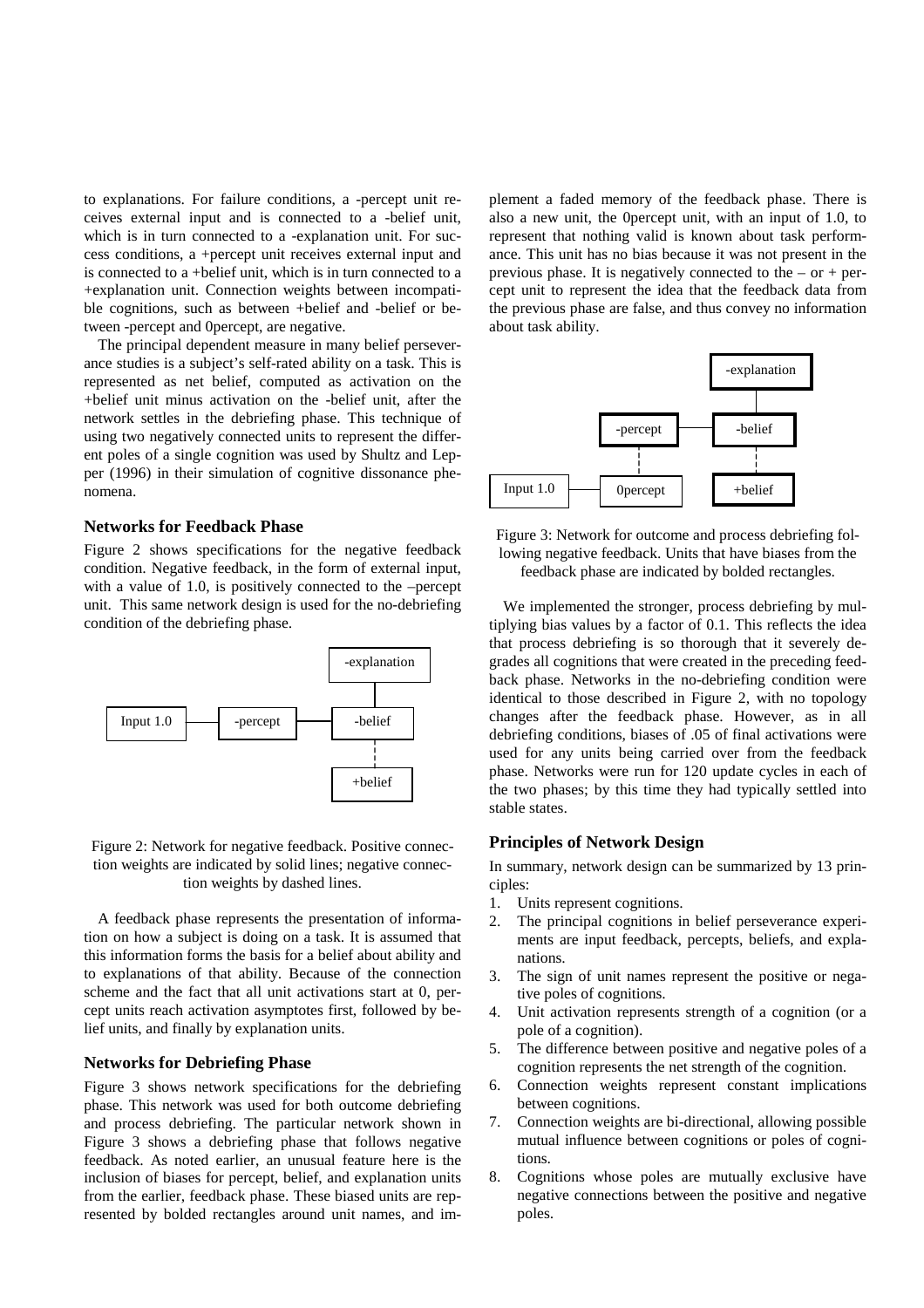to explanations. For failure conditions, a -percept unit receives external input and is connected to a -belief unit, which is in turn connected to a -explanation unit. For success conditions, a +percept unit receives external input and is connected to a +belief unit, which is in turn connected to a +explanation unit. Connection weights between incompatible cognitions, such as between +belief and -belief or between -percept and 0percept, are negative.

The principal dependent measure in many belief perseverance studies is a subject's self-rated ability on a task. This is represented as net belief, computed as activation on the +belief unit minus activation on the -belief unit, after the network settles in the debriefing phase. This technique of using two negatively connected units to represent the different poles of a single cognition was used by Shultz and Lepper (1996) in their simulation of cognitive dissonance phenomena.

### Networks for Feedback Phase

Figure 2 shows specifications for the negative feedback condition. Negative feedback, in the form of external input, with a value of 1.0, is positively connected to the –percept unit. This same network design is used for the no-debriefing condition of the debriefing phase.

Figure 2: Network for negative feedback. Positive connection weights are indicated by solid lines; negative connection weights by dashed lines.

A feedback phase represents the presentation of information on how a subject is doing on a task. It is assumed that this information forms the basis for a belief about ability and to explanations of that ability. Because of the connection scheme and the fact that all unit activations start at 0, percept units reach activation asymptotes first, followed by belief units, and finally by explanation units.

### Networks for Debriefing Phase

Figure 3 shows network specifications for the debriefing phase. This network was used for both outcome debriefing and process debriefing. The particular network shown in Figure 3 shows a debriefing phase that follows negative feedback. As noted earlier, an unusual feature here is the inclusion of biases for percept, belief, and explanation units from the earlier, feedback phase. These biased units are represented by bolded rectangles around unit names, and implement a faded memory of the feedback phase. There is also a new unit, the 0percept unit, with an input of 1.0, to represent that nothing valid is known about task performance. This unit has no bias because it was not present in the previous phase. It is negatively connected to the – or + percept unit to represent the idea that the feedback data from the previous phase are false, and thus convey no information about task ability.

Figure 3: Network for outcome and process debriefing following negative feedback. Units that have biases from the feedback phase are indicated by bolded rectangles.

We implemented the stronger, process debriefing by multiplying bias values by a factor of 0.1. This reflects the idea that process debriefing is so thorough that it severely degrades all cognitions that were created in the preceding feedback phase. Networks in the no-debriefing condition were identical to those described in Figure 2, with no topology changes after the feedback phase. However, as in all debriefing conditions, biases of .05 of final activations were used for any units being carried over from the feedback phase. Networks were run for 120 update cycles in each of the two phases; by this time they had typically settled into stable states.

### Principles of Network Design

In summary, network design can be summarized by 13 principles:

1. Units represent cognitions.
2. The principal cognitions in belief perseverance experiments are input feedback, percepts, beliefs, and explanations.
3. The sign of unit names represent the positive or negative poles of cognitions.
4. Unit activation represents strength of a cognition (or a pole of a cognition).
5. The difference between positive and negative poles of a cognition represents the net strength of the cognition.
6. Connection weights represent constant implications between cognitions.
7. Connection weights are bi-directional, allowing possible mutual influence between cognitions or poles of cognitions.
8. Cognitions whose poles are mutually exclusive have negative connections between the positive and negative poles.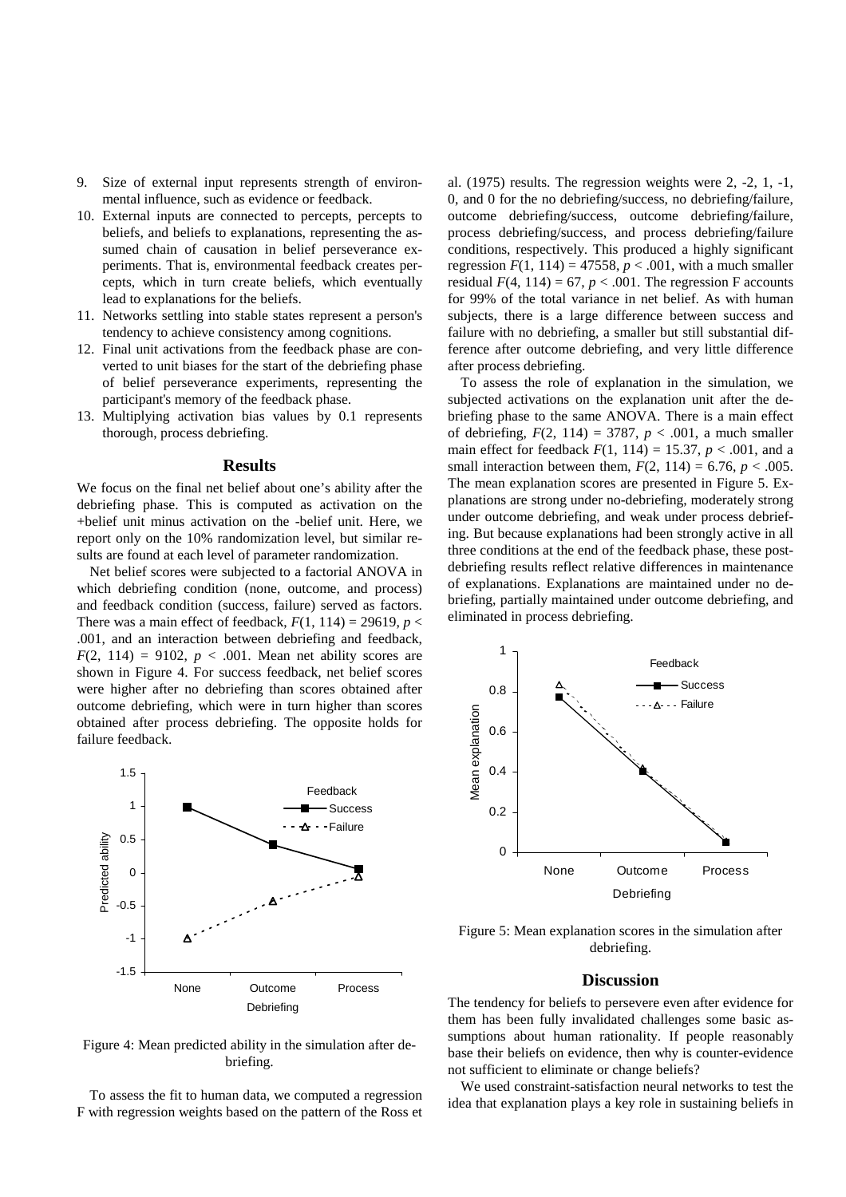9. Size of external input represents strength of environmental influence, such as evidence or feedback.
10. External inputs are connected to percepts, percepts to beliefs, and beliefs to explanations, representing the assumed chain of causation in belief perseverance experiments. That is, environmental feedback creates percepts, which in turn create beliefs, which eventually lead to explanations for the beliefs.
11. Networks settling into stable states represent a person's tendency to achieve consistency among cognitions.
12. Final unit activations from the feedback phase are converted to unit biases for the start of the debriefing phase of belief perseverance experiments, representing the participant's memory of the feedback phase.
13. Multiplying activation bias values by 0.1 represents thorough, process debriefing.

## Results

We focus on the final net belief about one's ability after the debriefing phase. This is computed as activation on the +belief unit minus activation on the -belief unit. Here, we report only on the 10% randomization level, but similar results are found at each level of parameter randomization.

Net belief scores were subjected to a factorial ANOVA in which debriefing condition (none, outcome, and process) and feedback condition (success, failure) served as factors. There was a main effect of feedback, $F(1, 114) = 29619$, $p < .001$, and an interaction between debriefing and feedback, $F(2, 114) = 9102$, $p < .001$. Mean net ability scores are shown in Figure 4. For success feedback, net belief scores were higher after no debriefing than scores obtained after outcome debriefing, which were in turn higher than scores obtained after process debriefing. The opposite holds for failure feedback.

Figure 4: Mean predicted ability in the simulation after debriefing.

To assess the fit to human data, we computed a regression F with regression weights based on the pattern of the Ross et al. (1975) results. The regression weights were 2, -2, 1, -1, 0, and 0 for the no debriefing/success, no debriefing/failure, outcome debriefing/success, outcome debriefing/failure, process debriefing/success, and process debriefing/failure conditions, respectively. This produced a highly significant regression $F(1, 114) = 47558$, $p < .001$, with a much smaller residual $F(4, 114) = 67$, $p < .001$. The regression F accounts for 99% of the total variance in net belief. As with human subjects, there is a large difference between success and failure with no debriefing, a smaller but still substantial difference after outcome debriefing, and very little difference after process debriefing.

To assess the role of explanation in the simulation, we subjected activations on the explanation unit after the debriefing phase to the same ANOVA. There is a main effect of debriefing, $F(2, 114) = 3787$, $p < .001$, a much smaller main effect for feedback $F(1, 114) = 15.37$, $p < .001$, and a small interaction between them, $F(2, 114) = 6.76$, $p < .005$. The mean explanation scores are presented in Figure 5. Explanations are strong under no-debriefing, moderately strong under outcome debriefing, and weak under process debriefing. But because explanations had been strongly active in all three conditions at the end of the feedback phase, these post-debriefing results reflect relative differences in maintenance of explanations. Explanations are maintained under no debriefing, partially maintained under outcome debriefing, and eliminated in process debriefing.

Figure 5: Mean explanation scores in the simulation after debriefing.

## Discussion

The tendency for beliefs to persevere even after evidence for them has been fully invalidated challenges some basic assumptions about human rationality. If people reasonably base their beliefs on evidence, then why is counter-evidence not sufficient to eliminate or change beliefs?

We used constraint-satisfaction neural networks to test the idea that explanation plays a key role in sustaining beliefs in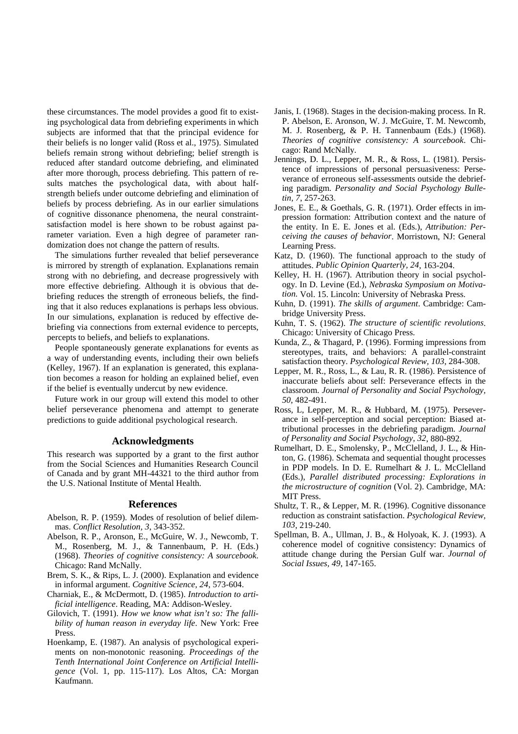these circumstances. The model provides a good fit to existing psychological data from debriefing experiments in which subjects are informed that that the principal evidence for their beliefs is no longer valid (Ross et al., 1975). Simulated beliefs remain strong without debriefing; belief strength is reduced after standard outcome debriefing, and eliminated after more thorough, process debriefing. This pattern of results matches the psychological data, with about half-strength beliefs under outcome debriefing and elimination of beliefs by process debriefing. As in our earlier simulations of cognitive dissonance phenomena, the neural constraint-satisfaction model is here shown to be robust against parameter variation. Even a high degree of parameter randomization does not change the pattern of results.

The simulations further revealed that belief perseverance is mirrored by strength of explanation. Explanations remain strong with no debriefing, and decrease progressively with more effective debriefing. Although it is obvious that debriefing reduces the strength of erroneous beliefs, the finding that it also reduces explanations is perhaps less obvious. In our simulations, explanation is reduced by effective debriefing via connections from external evidence to percepts, percepts to beliefs, and beliefs to explanations.

People spontaneously generate explanations for events as a way of understanding events, including their own beliefs (Kelley, 1967). If an explanation is generated, this explanation becomes a reason for holding an explained belief, even if the belief is eventually undercut by new evidence.

Future work in our group will extend this model to other belief perseverance phenomena and attempt to generate predictions to guide additional psychological research.

## Acknowledgments

This research was supported by a grant to the first author from the Social Sciences and Humanities Research Council of Canada and by grant MH-44321 to the third author from the U.S. National Institute of Mental Health.

## References

Abelson, R. P. (1959). Modes of resolution of belief dilemmas. *Conflict Resolution, 3*, 343-352.

Abelson, R. P., Aronson, E., McGuire, W. J., Newcomb, T. M., Rosenberg, M. J., & Tannenbaum, P. H. (Eds.) (1968). *Theories of cognitive consistency: A sourcebook*. Chicago: Rand McNally.

Brem, S. K., & Rips, L. J. (2000). Explanation and evidence in informal argument. *Cognitive Science, 24*, 573-604.

Charniak, E., & McDermott, D. (1985). *Introduction to artificial intelligence*. Reading, MA: Addison-Wesley.

Gilovich, T. (1991). *How we know what isn't so: The fallibility of human reason in everyday life*. New York: Free Press.

Hoenkamp, E. (1987). An analysis of psychological experiments on non-monotonic reasoning. *Proceedings of the Tenth International Joint Conference on Artificial Intelligence* (Vol. 1, pp. 115-117). Los Altos, CA: Morgan Kaufmann.

Janis, I. (1968). Stages in the decision-making process. In R. P. Abelson, E. Aronson, W. J. McGuire, T. M. Newcomb, M. J. Rosenberg, & P. H. Tannenbaum (Eds.) (1968). *Theories of cognitive consistency: A sourcebook*. Chicago: Rand McNally.

Jennings, D. L., Lepper, M. R., & Ross, L. (1981). Persistence of impressions of personal persuasiveness: Perseverance of erroneous self-assessments outside the debriefing paradigm. *Personality and Social Psychology Bulletin, 7*, 257-263.

Jones, E. E., & Goethals, G. R. (1971). Order effects in impression formation: Attribution context and the nature of the entity. In E. E. Jones et al. (Eds.), *Attribution: Perceiving the causes of behavior*. Morristown, NJ: General Learning Press.

Katz, D. (1960). The functional approach to the study of attitudes. *Public Opinion Quarterly, 24*, 163-204.

Kelley, H. H. (1967). Attribution theory in social psychology. In D. Levine (Ed.), *Nebraska Symposium on Motivation.* Vol. 15. Lincoln: University of Nebraska Press.

Kuhn, D. (1991). *The skills of argument*. Cambridge: Cambridge University Press.

Kuhn, T. S. (1962). *The structure of scientific revolutions*. Chicago: University of Chicago Press.

Kunda, Z., & Thagard, P. (1996). Forming impressions from stereotypes, traits, and behaviors: A parallel-constraint satisfaction theory. *Psychological Review, 103*, 284-308.

Lepper, M. R., Ross, L., & Lau, R. R. (1986). Persistence of inaccurate beliefs about self: Perseverance effects in the classroom. *Journal of Personality and Social Psychology, 50*, 482-491.

Ross, L, Lepper, M. R., & Hubbard, M. (1975). Perseverance in self-perception and social perception: Biased attributional processes in the debriefing paradigm. *Journal of Personality and Social Psychology, 32*, 880-892.

Rumelhart, D. E., Smolensky, P., McClelland, J. L., & Hinton, G. (1986). Schemata and sequential thought processes in PDP models. In D. E. Rumelhart & J. L. McClelland (Eds.), *Parallel distributed processing: Explorations in the microstructure of cognition* (Vol. 2). Cambridge, MA: MIT Press.

Shultz, T. R., & Lepper, M. R. (1996). Cognitive dissonance reduction as constraint satisfaction. *Psychological Review, 103*, 219-240.

Spellman, B. A., Ullman, J. B., & Holyoak, K. J. (1993). A coherence model of cognitive consistency: Dynamics of attitude change during the Persian Gulf war. *Journal of Social Issues, 49*, 147-165.